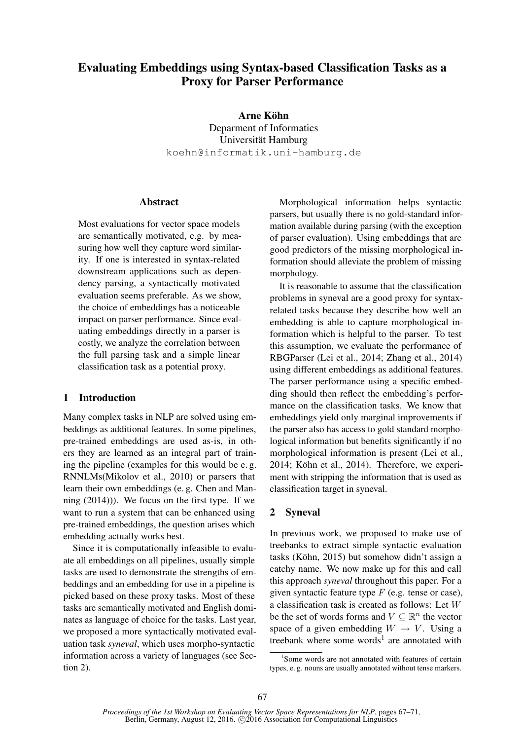# Evaluating Embeddings using Syntax-based Classification Tasks as a Proxy for Parser Performance

**Arne Köhn**
Deparment of Informatics
Universität Hamburg
koehn@informatik.uni-hamburg.de

## Abstract

Most evaluations for vector space models are semantically motivated, e.g. by measuring how well they capture word similarity. If one is interested in syntax-related downstream applications such as dependency parsing, a syntactically motivated evaluation seems preferable. As we show, the choice of embeddings has a noticeable impact on parser performance. Since evaluating embeddings directly in a parser is costly, we analyze the correlation between the full parsing task and a simple linear classification task as a potential proxy.

## 1 Introduction

Many complex tasks in NLP are solved using embeddings as additional features. In some pipelines, pre-trained embeddings are used as-is, in others they are learned as an integral part of training the pipeline (examples for this would be e. g. RNNLMs(Mikolov et al., 2010) or parsers that learn their own embeddings (e. g. Chen and Manning (2014))). We focus on the first type. If we want to run a system that can be enhanced using pre-trained embeddings, the question arises which embedding actually works best.

Since it is computationally infeasible to evaluate all embeddings on all pipelines, usually simple tasks are used to demonstrate the strengths of embeddings and an embedding for use in a pipeline is picked based on these proxy tasks. Most of these tasks are semantically motivated and English dominates as language of choice for the tasks. Last year, we proposed a more syntactically motivated evaluation task *syneval*, which uses morpho-syntactic information across a variety of languages (see Section 2).

Morphological information helps syntactic parsers, but usually there is no gold-standard information available during parsing (with the exception of parser evaluation). Using embeddings that are good predictors of the missing morphological information should alleviate the problem of missing morphology.

It is reasonable to assume that the classification problems in syneval are a good proxy for syntax-related tasks because they describe how well an embedding is able to capture morphological information which is helpful to the parser. To test this assumption, we evaluate the performance of RBGParser (Lei et al., 2014; Zhang et al., 2014) using different embeddings as additional features. The parser performance using a specific embedding should then reflect the embedding's performance on the classification tasks. We know that embeddings yield only marginal improvements if the parser also has access to gold standard morphological information but benefits significantly if no morphological information is present (Lei et al., 2014; Köhn et al., 2014). Therefore, we experiment with stripping the information that is used as classification target in syneval.

## 2 Syneval

In previous work, we proposed to make use of treebanks to extract simple syntactic evaluation tasks (Köhn, 2015) but somehow didn't assign a catchy name. We now make up for this and call this approach *syneval* throughout this paper. For a given syntactic feature type $F$ (e.g. tense or case), a classification task is created as follows: Let $W$ be the set of words forms and $V \subseteq \mathbb{R}^n$ the vector space of a given embedding $W \rightarrow V$. Using a treebank where some words[1] are annotated with

[1] Some words are not annotated with features of certain types, e. g. nouns are usually annotated without tense markers.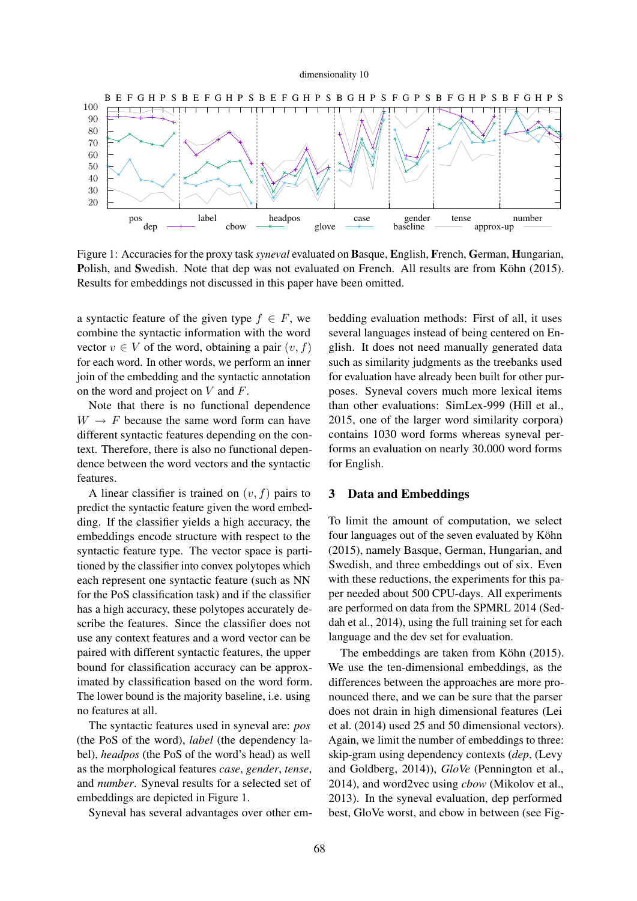Figure 1: Accuracies for the proxy task *syneval* evaluated on **B**asque, **E**nglish, **F**rench, **G**erman, **H**ungarian, **P**olish, and **S**wedish. Note that dep was not evaluated on French. All results are from Köhn (2015). Results for embeddings not discussed in this paper have been omitted.

a syntactic feature of the given type $f \in F$, we combine the syntactic information with the word vector $v \in V$ of the word, obtaining a pair $(v, f)$ for each word. In other words, we perform an inner join of the embedding and the syntactic annotation on the word and project on $V$ and $F$.

Note that there is no functional dependence $W \rightarrow F$ because the same word form can have different syntactic features depending on the context. Therefore, there is also no functional dependence between the word vectors and the syntactic features.

A linear classifier is trained on $(v, f)$ pairs to predict the syntactic feature given the word embedding. If the classifier yields a high accuracy, the embeddings encode structure with respect to the syntactic feature type. The vector space is partitioned by the classifier into convex polytopes which each represent one syntactic feature (such as NN for the PoS classification task) and if the classifier has a high accuracy, these polytopes accurately describe the features. Since the classifier does not use any context features and a word vector can be paired with different syntactic features, the upper bound for classification accuracy can be approximated by classification based on the word form. The lower bound is the majority baseline, i.e. using no features at all.

The syntactic features used in syneval are: *pos* (the PoS of the word), *label* (the dependency label), *headpos* (the PoS of the word's head) as well as the morphological features *case*, *gender*, *tense*, and *number*. Syneval results for a selected set of embeddings are depicted in Figure 1.

Syneval has several advantages over other embedding evaluation methods: First of all, it uses several languages instead of being centered on English. It does not need manually generated data such as similarity judgments as the treebanks used for evaluation have already been built for other purposes. Syneval covers much more lexical items than other evaluations: SimLex-999 (Hill et al., 2015, one of the larger word similarity corpora) contains 1030 word forms whereas syneval performs an evaluation on nearly 30.000 word forms for English.

## 3 Data and Embeddings

To limit the amount of computation, we select four languages out of the seven evaluated by Köhn (2015), namely Basque, German, Hungarian, and Swedish, and three embeddings out of six. Even with these reductions, the experiments for this paper needed about 500 CPU-days. All experiments are performed on data from the SPMRL 2014 (Seddah et al., 2014), using the full training set for each language and the dev set for evaluation.

The embeddings are taken from Köhn (2015). We use the ten-dimensional embeddings, as the differences between the approaches are more pronounced there, and we can be sure that the parser does not drain in high dimensional features (Lei et al. (2014) used 25 and 50 dimensional vectors). Again, we limit the number of embeddings to three: skip-gram using dependency contexts (*dep*, (Levy and Goldberg, 2014)), *GloVe* (Pennington et al., 2014), and word2vec using *cbow* (Mikolov et al., 2013). In the syneval evaluation, dep performed best, GloVe worst, and cbow in between (see Fig-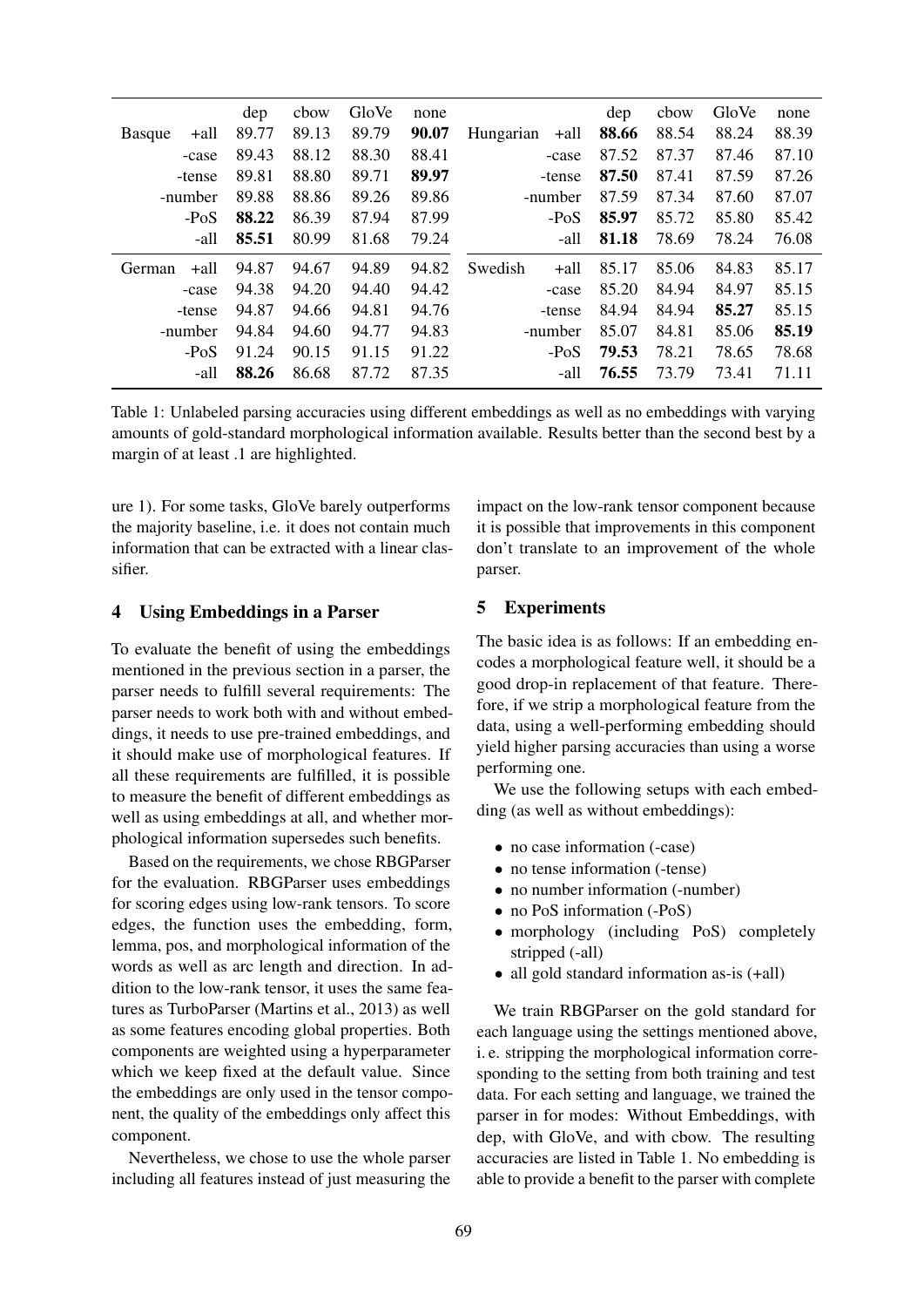| | | dep | cbow | GloVe | none | | | dep | cbow | GloVe | none |
|---|---|---|---|---|---|---|---|---|---|---|---|
| Basque | +all | 89.77 | 89.13 | 89.79 | **90.07** | Hungarian | +all | **88.66** | 88.54 | 88.24 | 88.39 |
| | -case | 89.43 | 88.12 | 88.30 | 88.41 | | -case | 87.52 | 87.37 | 87.46 | 87.10 |
| | -tense | 89.81 | 88.80 | 89.71 | **89.97** | | -tense | **87.50** | 87.41 | 87.59 | 87.26 |
| | -number | 89.88 | 88.86 | 89.26 | 89.86 | | -number | 87.59 | 87.34 | 87.60 | 87.07 |
| | -PoS | **88.22** | 86.39 | 87.94 | 87.99 | | -PoS | **85.97** | 85.72 | 85.80 | 85.42 |
| | -all | **85.51** | 80.99 | 81.68 | 79.24 | | -all | **81.18** | 78.69 | 78.24 | 76.08 |
| German | +all | 94.87 | 94.67 | 94.89 | 94.82 | Swedish | +all | 85.17 | 85.06 | 84.83 | 85.17 |
| | -case | 94.38 | 94.20 | 94.40 | 94.42 | | -case | 85.20 | 84.94 | 84.97 | 85.15 |
| | -tense | 94.87 | 94.66 | 94.81 | 94.76 | | -tense | 84.94 | 84.94 | **85.27** | 85.15 |
| | -number | 94.84 | 94.60 | 94.77 | 94.83 | | -number | 85.07 | 84.81 | 85.06 | **85.19** |
| | -PoS | 91.24 | 90.15 | 91.15 | 91.22 | | -PoS | **79.53** | 78.21 | 78.65 | 78.68 |
| | -all | **88.26** | 86.68 | 87.72 | 87.35 | | -all | **76.55** | 73.79 | 73.41 | 71.11 |

Table 1: Unlabeled parsing accuracies using different embeddings as well as no embeddings with varying amounts of gold-standard morphological information available. Results better than the second best by a margin of at least .1 are highlighted.

ure 1). For some tasks, GloVe barely outperforms the majority baseline, i.e. it does not contain much information that can be extracted with a linear classifier.

## 4 Using Embeddings in a Parser

To evaluate the benefit of using the embeddings mentioned in the previous section in a parser, the parser needs to fulfill several requirements: The parser needs to work both with and without embeddings, it needs to use pre-trained embeddings, and it should make use of morphological features. If all these requirements are fulfilled, it is possible to measure the benefit of different embeddings as well as using embeddings at all, and whether morphological information supersedes such benefits.

Based on the requirements, we chose RBGParser for the evaluation. RBGParser uses embeddings for scoring edges using low-rank tensors. To score edges, the function uses the embedding, form, lemma, pos, and morphological information of the words as well as arc length and direction. In addition to the low-rank tensor, it uses the same features as TurboParser (Martins et al., 2013) as well as some features encoding global properties. Both components are weighted using a hyperparameter which we keep fixed at the default value. Since the embeddings are only used in the tensor component, the quality of the embeddings only affect this component.

Nevertheless, we chose to use the whole parser including all features instead of just measuring the impact on the low-rank tensor component because it is possible that improvements in this component don't translate to an improvement of the whole parser.

## 5 Experiments

The basic idea is as follows: If an embedding encodes a morphological feature well, it should be a good drop-in replacement of that feature. Therefore, if we strip a morphological feature from the data, using a well-performing embedding should yield higher parsing accuracies than using a worse performing one.

We use the following setups with each embedding (as well as without embeddings):

- no case information (-case)
- no tense information (-tense)
- no number information (-number)
- no PoS information (-PoS)
- morphology (including PoS) completely stripped (-all)
- all gold standard information as-is (+all)

We train RBGParser on the gold standard for each language using the settings mentioned above, i. e. stripping the morphological information corresponding to the setting from both training and test data. For each setting and language, we trained the parser in for modes: Without Embeddings, with dep, with GloVe, and with cbow. The resulting accuracies are listed in Table 1. No embedding is able to provide a benefit to the parser with complete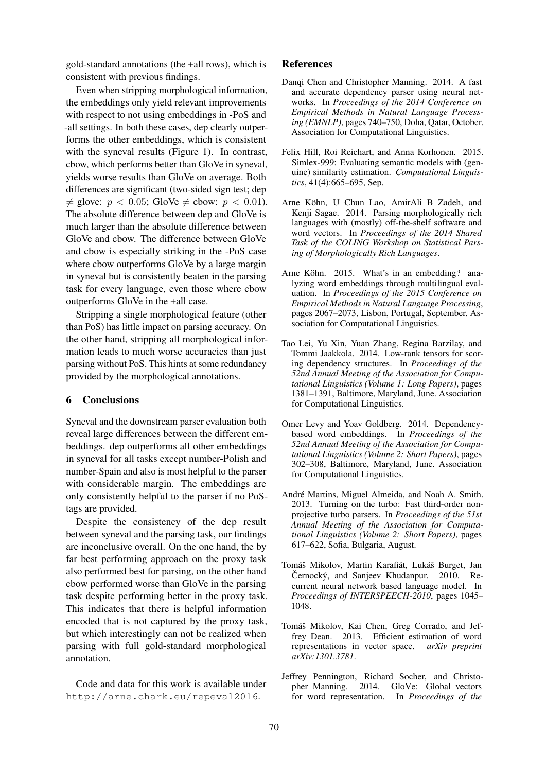gold-standard annotations (the +all rows), which is consistent with previous findings.

Even when stripping morphological information, the embeddings only yield relevant improvements with respect to not using embeddings in -PoS and -all settings. In both these cases, dep clearly outperforms the other embeddings, which is consistent with the syneval results (Figure 1). In contrast, cbow, which performs better than GloVe in syneval, yields worse results than GloVe on average. Both differences are significant (two-sided sign test; dep $\neq$ glove: $p < 0.05$; GloVe $\neq$ cbow: $p < 0.01$). The absolute difference between dep and GloVe is much larger than the absolute difference between GloVe and cbow. The difference between GloVe and cbow is especially striking in the -PoS case where cbow outperforms GloVe by a large margin in syneval but is consistently beaten in the parsing task for every language, even those where cbow outperforms GloVe in the +all case.

Stripping a single morphological feature (other than PoS) has little impact on parsing accuracy. On the other hand, stripping all morphological information leads to much worse accuracies than just parsing without PoS. This hints at some redundancy provided by the morphological annotations.

## 6 Conclusions

Syneval and the downstream parser evaluation both reveal large differences between the different embeddings. dep outperforms all other embeddings in syneval for all tasks except number-Polish and number-Spain and also is most helpful to the parser with considerable margin. The embeddings are only consistently helpful to the parser if no PoS-tags are provided.

Despite the consistency of the dep result between syneval and the parsing task, our findings are inconclusive overall. On the one hand, the by far best performing approach on the proxy task also performed best for parsing, on the other hand cbow performed worse than GloVe in the parsing task despite performing better in the proxy task. This indicates that there is helpful information encoded that is not captured by the proxy task, but which interestingly can not be realized when parsing with full gold-standard morphological annotation.

Code and data for this work is available under `http://arne.chark.eu/repeval2016`.

## References

Danqi Chen and Christopher Manning. 2014. A fast and accurate dependency parser using neural networks. In *Proceedings of the 2014 Conference on Empirical Methods in Natural Language Processing (EMNLP)*, pages 740–750, Doha, Qatar, October. Association for Computational Linguistics.

Felix Hill, Roi Reichart, and Anna Korhonen. 2015. Simlex-999: Evaluating semantic models with (genuine) similarity estimation. *Computational Linguistics*, 41(4):665–695, Sep.

Arne Köhn, U Chun Lao, AmirAli B Zadeh, and Kenji Sagae. 2014. Parsing morphologically rich languages with (mostly) off-the-shelf software and word vectors. In *Proceedings of the 2014 Shared Task of the COLING Workshop on Statistical Parsing of Morphologically Rich Languages*.

Arne Köhn. 2015. What's in an embedding? analyzing word embeddings through multilingual evaluation. In *Proceedings of the 2015 Conference on Empirical Methods in Natural Language Processing*, pages 2067–2073, Lisbon, Portugal, September. Association for Computational Linguistics.

Tao Lei, Yu Xin, Yuan Zhang, Regina Barzilay, and Tommi Jaakkola. 2014. Low-rank tensors for scoring dependency structures. In *Proceedings of the 52nd Annual Meeting of the Association for Computational Linguistics (Volume 1: Long Papers)*, pages 1381–1391, Baltimore, Maryland, June. Association for Computational Linguistics.

Omer Levy and Yoav Goldberg. 2014. Dependency-based word embeddings. In *Proceedings of the 52nd Annual Meeting of the Association for Computational Linguistics (Volume 2: Short Papers)*, pages 302–308, Baltimore, Maryland, June. Association for Computational Linguistics.

André Martins, Miguel Almeida, and Noah A. Smith. 2013. Turning on the turbo: Fast third-order non-projective turbo parsers. In *Proceedings of the 51st Annual Meeting of the Association for Computational Linguistics (Volume 2: Short Papers)*, pages 617–622, Sofia, Bulgaria, August.

Tomáš Mikolov, Martin Karafiát, Lukáš Burget, Jan Černocký, and Sanjeev Khudanpur. 2010. Recurrent neural network based language model. In *Proceedings of INTERSPEECH-2010*, pages 1045–1048.

Tomáš Mikolov, Kai Chen, Greg Corrado, and Jeffrey Dean. 2013. Efficient estimation of word representations in vector space. *arXiv preprint arXiv:1301.3781*.

Jeffrey Pennington, Richard Socher, and Christopher Manning. 2014. GloVe: Global vectors for word representation. In *Proceedings of the*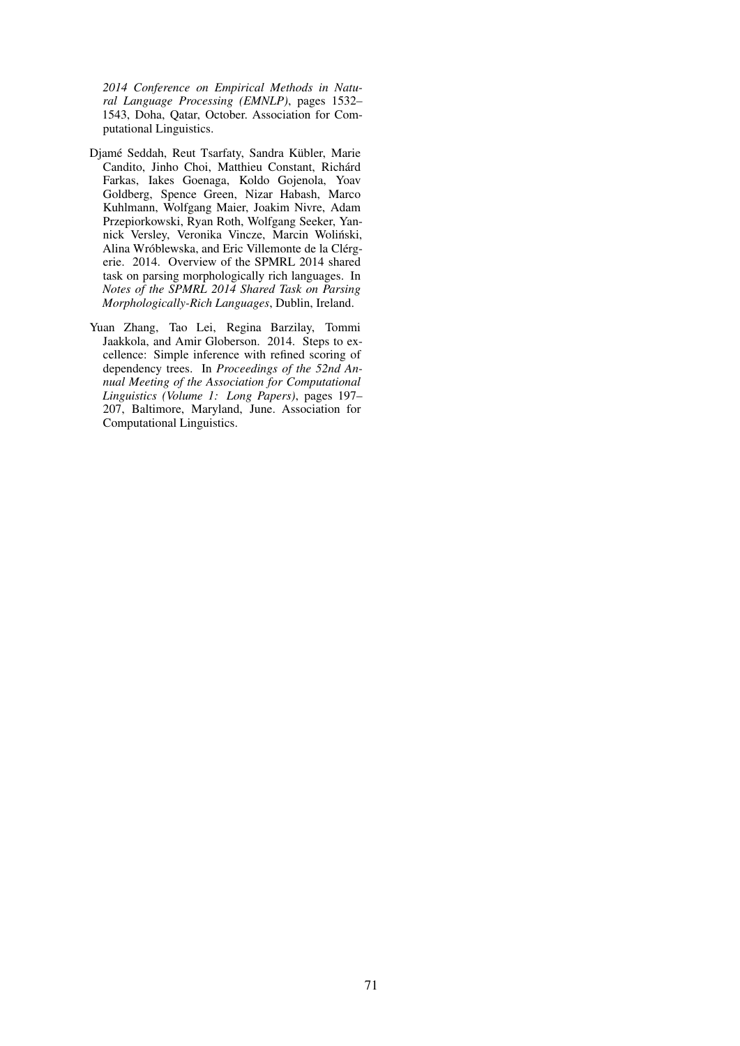*2014 Conference on Empirical Methods in Natural Language Processing (EMNLP)*, pages 1532–1543, Doha, Qatar, October. Association for Computational Linguistics.

Djamé Seddah, Reut Tsarfaty, Sandra Kübler, Marie Candito, Jinho Choi, Matthieu Constant, Richárd Farkas, Iakes Goenaga, Koldo Gojenola, Yoav Goldberg, Spence Green, Nizar Habash, Marco Kuhlmann, Wolfgang Maier, Joakim Nivre, Adam Przepiorkowski, Ryan Roth, Wolfgang Seeker, Yannick Versley, Veronika Vincze, Marcin Woliński, Alina Wróblewska, and Eric Villemonte de la Clérgerie. 2014. Overview of the SPMRL 2014 shared task on parsing morphologically rich languages. In *Notes of the SPMRL 2014 Shared Task on Parsing Morphologically-Rich Languages*, Dublin, Ireland.

Yuan Zhang, Tao Lei, Regina Barzilay, Tommi Jaakkola, and Amir Globerson. 2014. Steps to excellence: Simple inference with refined scoring of dependency trees. In *Proceedings of the 52nd Annual Meeting of the Association for Computational Linguistics (Volume 1: Long Papers)*, pages 197–207, Baltimore, Maryland, June. Association for Computational Linguistics.